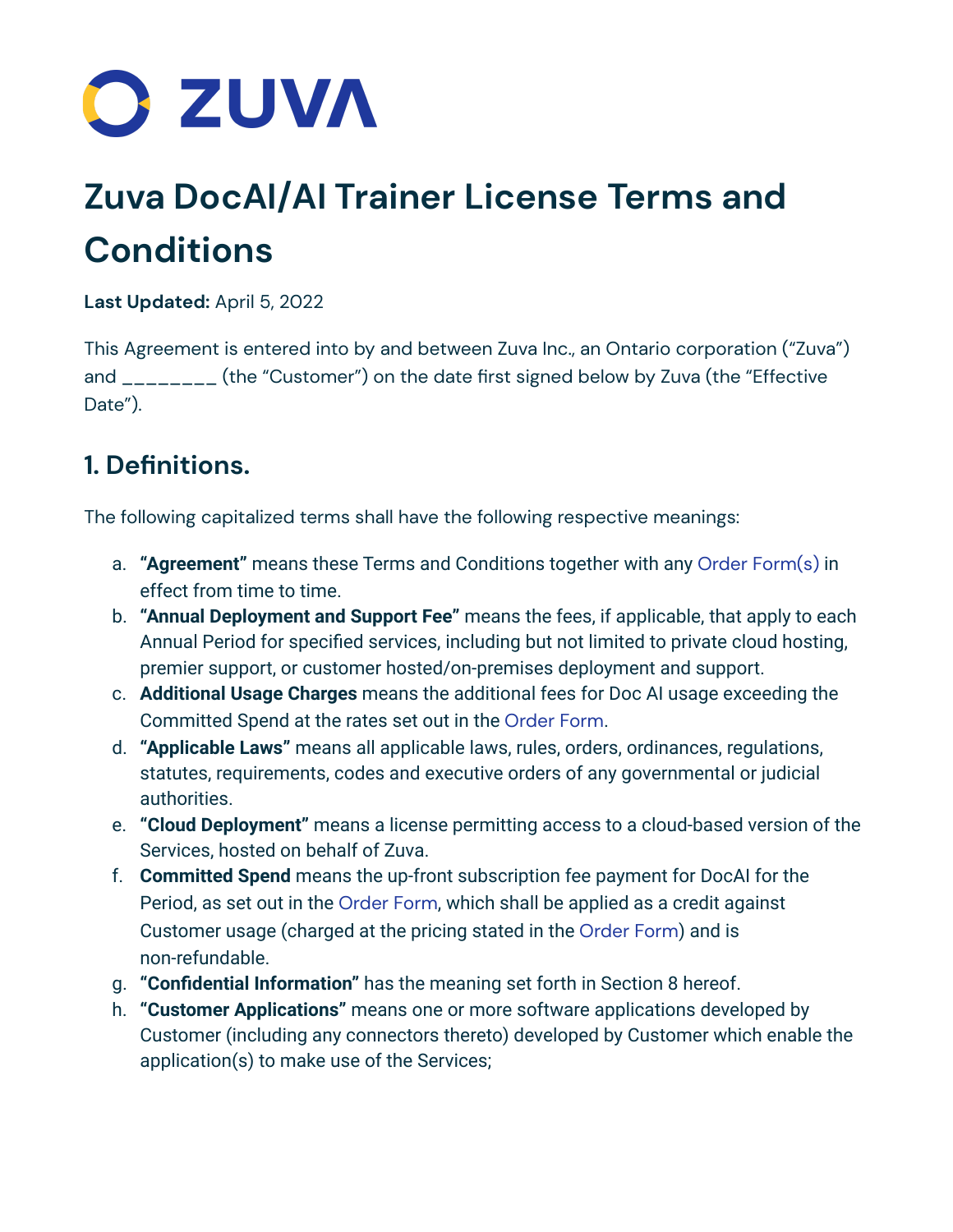ZUVA

# Zuva DocAI/AI Trainer License Terms and Conditions

**Last Updated:** April 5, 2022

This Agreement is entered into by and between Zuva Inc., an Ontario corporation ("Zuva") and ________ (the "Customer") on the date first signed below by Zuva (the "Effective Date").

## 1. Definitions.

The following capitalized terms shall have the following respective meanings:

a. **"Agreement"** means these Terms and Conditions together with any Order Form(s) in effect from time to time.

b. **"Annual Deployment and Support Fee"** means the fees, if applicable, that apply to each Annual Period for specified services, including but not limited to private cloud hosting, premier support, or customer hosted/on-premises deployment and support.

c. **Additional Usage Charges** means the additional fees for Doc AI usage exceeding the Committed Spend at the rates set out in the Order Form.

d. **"Applicable Laws"** means all applicable laws, rules, orders, ordinances, regulations, statutes, requirements, codes and executive orders of any governmental or judicial authorities.

e. **"Cloud Deployment"** means a license permitting access to a cloud-based version of the Services, hosted on behalf of Zuva.

f. **Committed Spend** means the up-front subscription fee payment for DocAI for the Period, as set out in the Order Form, which shall be applied as a credit against Customer usage (charged at the pricing stated in the Order Form) and is non-refundable.

g. **"Confidential Information"** has the meaning set forth in Section 8 hereof.

h. **"Customer Applications"** means one or more software applications developed by Customer (including any connectors thereto) developed by Customer which enable the application(s) to make use of the Services;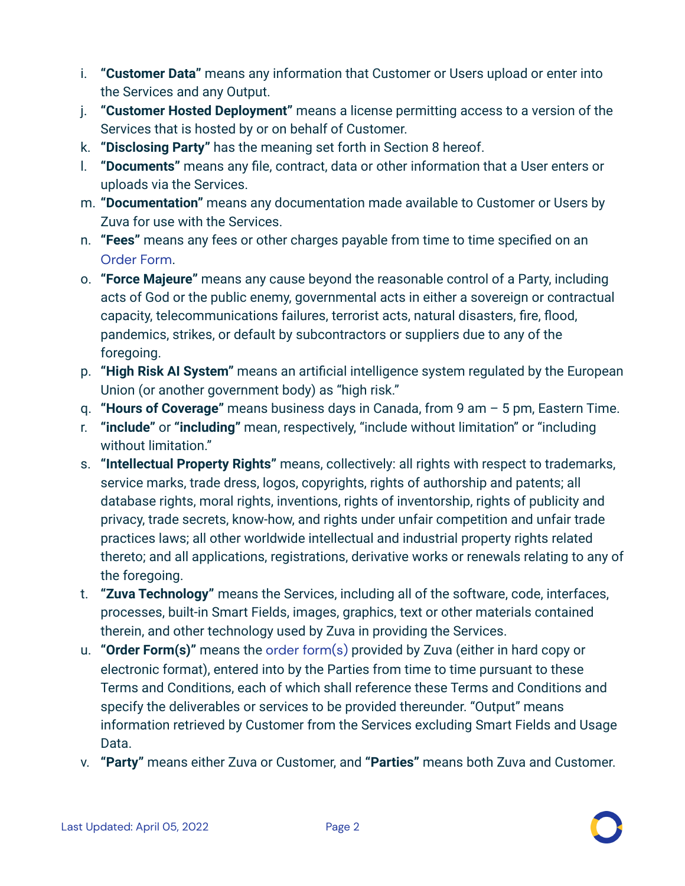i. **"Customer Data"** means any information that Customer or Users upload or enter into the Services and any Output.

j. **"Customer Hosted Deployment"** means a license permitting access to a version of the Services that is hosted by or on behalf of Customer.

k. **"Disclosing Party"** has the meaning set forth in Section 8 hereof.

l. **"Documents"** means any file, contract, data or other information that a User enters or uploads via the Services.

m. **"Documentation"** means any documentation made available to Customer or Users by Zuva for use with the Services.

n. **"Fees"** means any fees or other charges payable from time to time specified on an Order Form.

o. **"Force Majeure"** means any cause beyond the reasonable control of a Party, including acts of God or the public enemy, governmental acts in either a sovereign or contractual capacity, telecommunications failures, terrorist acts, natural disasters, fire, flood, pandemics, strikes, or default by subcontractors or suppliers due to any of the foregoing.

p. **"High Risk AI System"** means an artificial intelligence system regulated by the European Union (or another government body) as "high risk."

q. **"Hours of Coverage"** means business days in Canada, from 9 am – 5 pm, Eastern Time.

r. **"include"** or **"including"** mean, respectively, "include without limitation" or "including without limitation."

s. **"Intellectual Property Rights"** means, collectively: all rights with respect to trademarks, service marks, trade dress, logos, copyrights, rights of authorship and patents; all database rights, moral rights, inventions, rights of inventorship, rights of publicity and privacy, trade secrets, know-how, and rights under unfair competition and unfair trade practices laws; all other worldwide intellectual and industrial property rights related thereto; and all applications, registrations, derivative works or renewals relating to any of the foregoing.

t. **"Zuva Technology"** means the Services, including all of the software, code, interfaces, processes, built-in Smart Fields, images, graphics, text or other materials contained therein, and other technology used by Zuva in providing the Services.

u. **"Order Form(s)"** means the order form(s) provided by Zuva (either in hard copy or electronic format), entered into by the Parties from time to time pursuant to these Terms and Conditions, each of which shall reference these Terms and Conditions and specify the deliverables or services to be provided thereunder. "Output" means information retrieved by Customer from the Services excluding Smart Fields and Usage Data.

v. **"Party"** means either Zuva or Customer, and **"Parties"** means both Zuva and Customer.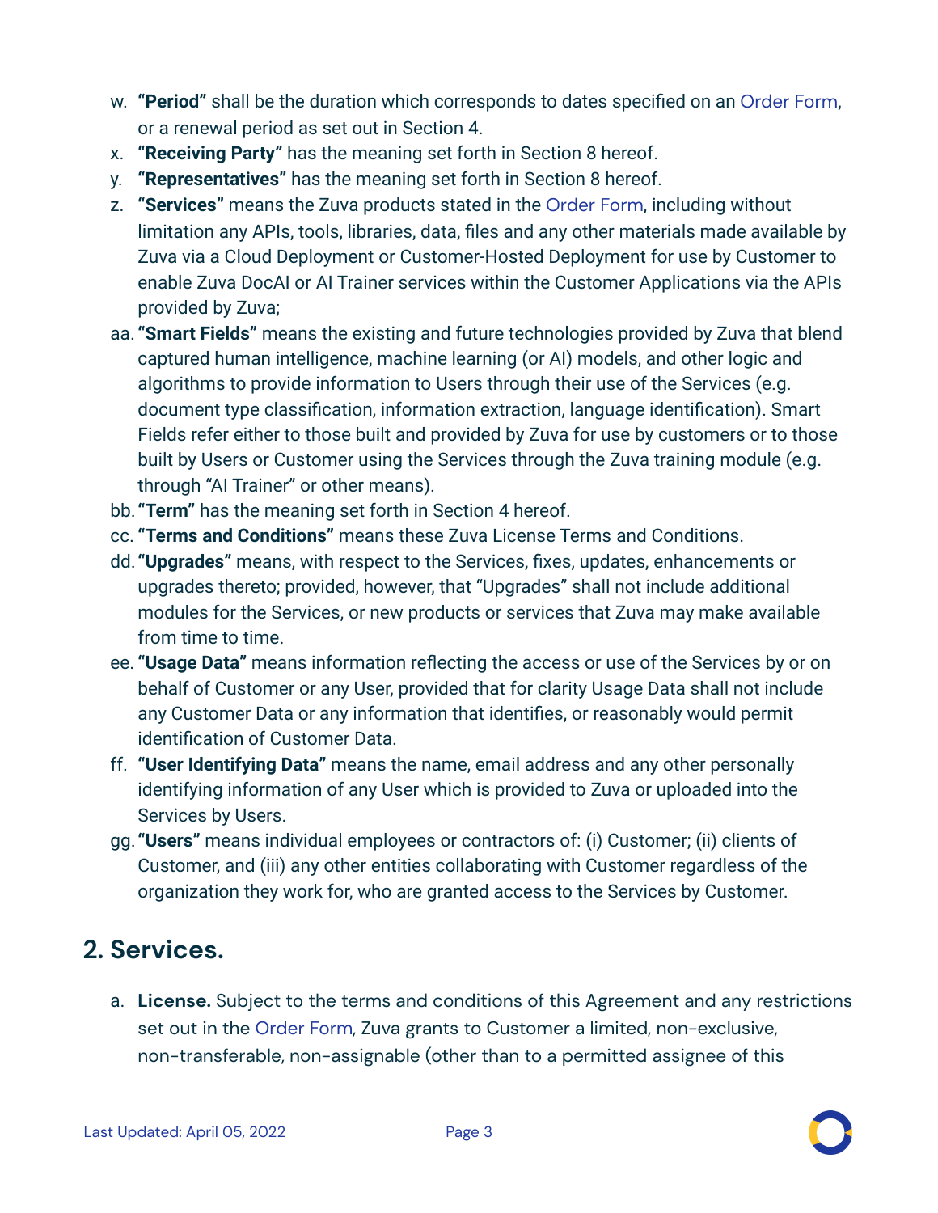w. **"Period"** shall be the duration which corresponds to dates specified on an Order Form, or a renewal period as set out in Section 4.

x. **"Receiving Party"** has the meaning set forth in Section 8 hereof.

y. **"Representatives"** has the meaning set forth in Section 8 hereof.

z. **"Services"** means the Zuva products stated in the Order Form, including without limitation any APIs, tools, libraries, data, files and any other materials made available by Zuva via a Cloud Deployment or Customer-Hosted Deployment for use by Customer to enable Zuva DocAI or AI Trainer services within the Customer Applications via the APIs provided by Zuva;

aa. **"Smart Fields"** means the existing and future technologies provided by Zuva that blend captured human intelligence, machine learning (or AI) models, and other logic and algorithms to provide information to Users through their use of the Services (e.g. document type classification, information extraction, language identification). Smart Fields refer either to those built and provided by Zuva for use by customers or to those built by Users or Customer using the Services through the Zuva training module (e.g. through "AI Trainer" or other means).

bb. **"Term"** has the meaning set forth in Section 4 hereof.

cc. **"Terms and Conditions"** means these Zuva License Terms and Conditions.

dd. **"Upgrades"** means, with respect to the Services, fixes, updates, enhancements or upgrades thereto; provided, however, that "Upgrades" shall not include additional modules for the Services, or new products or services that Zuva may make available from time to time.

ee. **"Usage Data"** means information reflecting the access or use of the Services by or on behalf of Customer or any User, provided that for clarity Usage Data shall not include any Customer Data or any information that identifies, or reasonably would permit identification of Customer Data.

ff. **"User Identifying Data"** means the name, email address and any other personally identifying information of any User which is provided to Zuva or uploaded into the Services by Users.

gg. **"Users"** means individual employees or contractors of: (i) Customer; (ii) clients of Customer, and (iii) any other entities collaborating with Customer regardless of the organization they work for, who are granted access to the Services by Customer.

## 2. Services.

a. **License.** Subject to the terms and conditions of this Agreement and any restrictions set out in the Order Form, Zuva grants to Customer a limited, non-exclusive, non-transferable, non-assignable (other than to a permitted assignee of this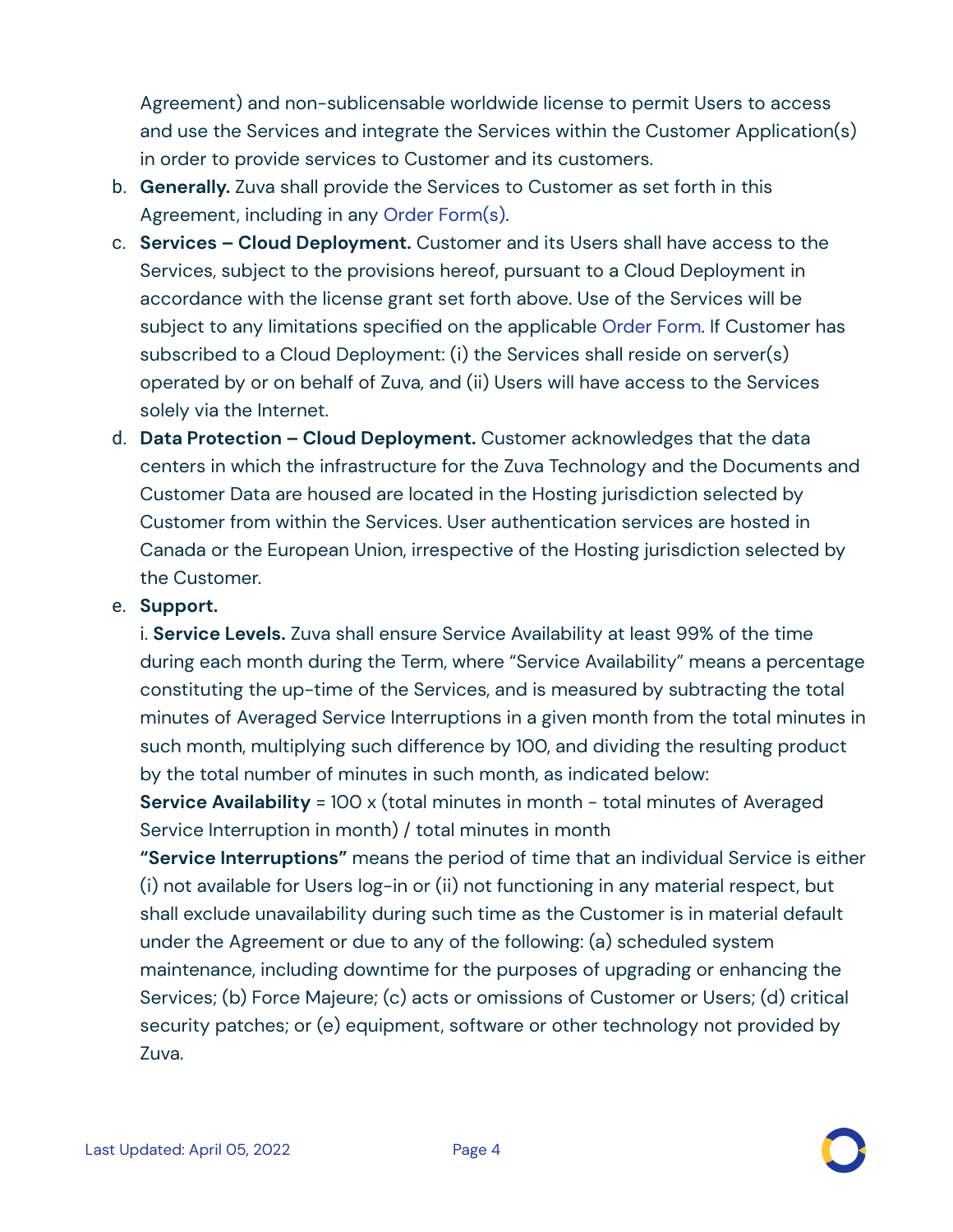Agreement) and non-sublicensable worldwide license to permit Users to access and use the Services and integrate the Services within the Customer Application(s) in order to provide services to Customer and its customers.

b. **Generally.** Zuva shall provide the Services to Customer as set forth in this Agreement, including in any Order Form(s).

c. **Services – Cloud Deployment.** Customer and its Users shall have access to the Services, subject to the provisions hereof, pursuant to a Cloud Deployment in accordance with the license grant set forth above. Use of the Services will be subject to any limitations specified on the applicable Order Form. If Customer has subscribed to a Cloud Deployment: (i) the Services shall reside on server(s) operated by or on behalf of Zuva, and (ii) Users will have access to the Services solely via the Internet.

d. **Data Protection – Cloud Deployment.** Customer acknowledges that the data centers in which the infrastructure for the Zuva Technology and the Documents and Customer Data are housed are located in the Hosting jurisdiction selected by Customer from within the Services. User authentication services are hosted in Canada or the European Union, irrespective of the Hosting jurisdiction selected by the Customer.

e. **Support.**

i. **Service Levels.** Zuva shall ensure Service Availability at least 99% of the time during each month during the Term, where "Service Availability" means a percentage constituting the up-time of the Services, and is measured by subtracting the total minutes of Averaged Service Interruptions in a given month from the total minutes in such month, multiplying such difference by 100, and dividing the resulting product by the total number of minutes in such month, as indicated below:

**Service Availability** = 100 x (total minutes in month - total minutes of Averaged Service Interruption in month) / total minutes in month

**"Service Interruptions"** means the period of time that an individual Service is either (i) not available for Users log-in or (ii) not functioning in any material respect, but shall exclude unavailability during such time as the Customer is in material default under the Agreement or due to any of the following: (a) scheduled system maintenance, including downtime for the purposes of upgrading or enhancing the Services; (b) Force Majeure; (c) acts or omissions of Customer or Users; (d) critical security patches; or (e) equipment, software or other technology not provided by Zuva.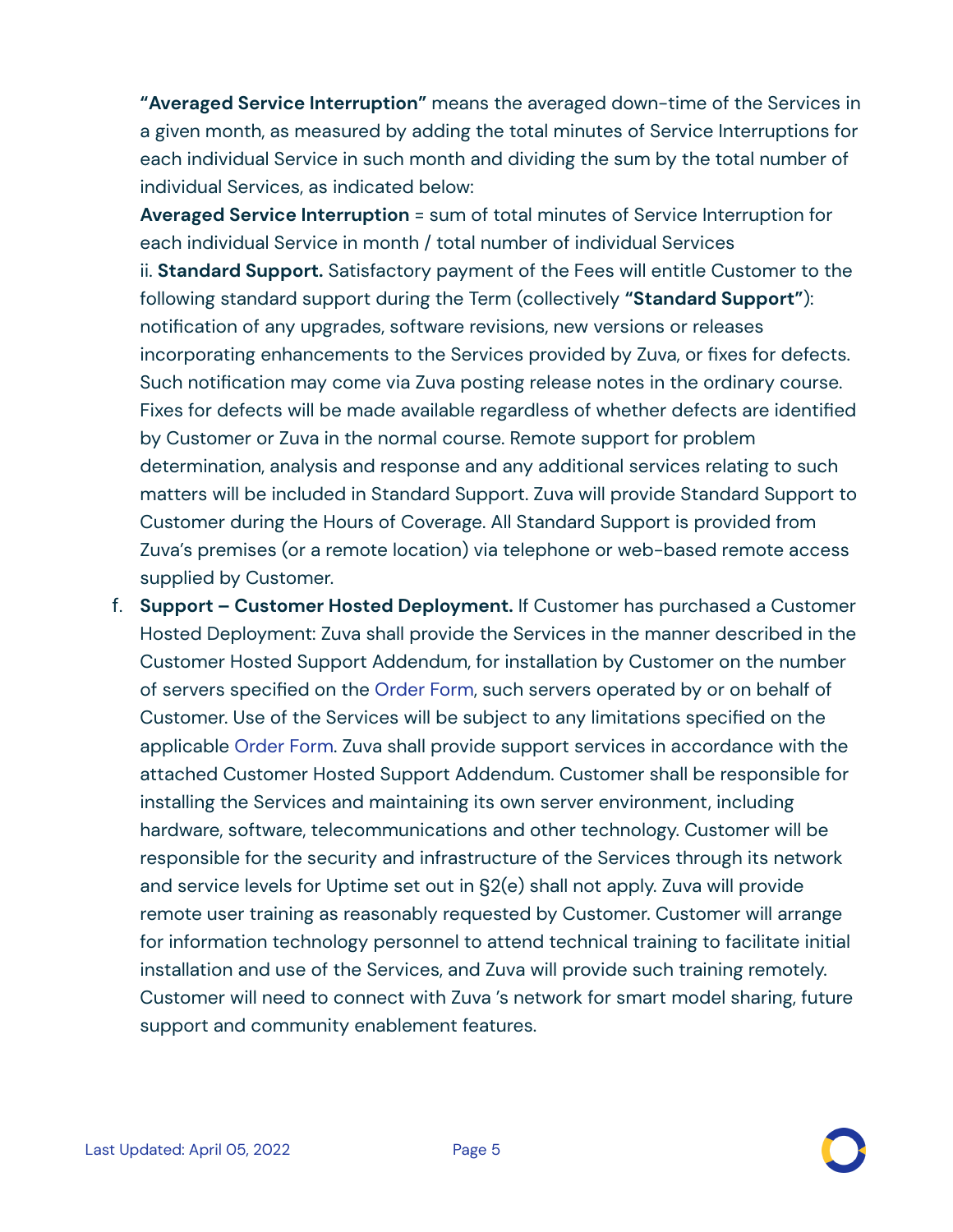**"Averaged Service Interruption"** means the averaged down-time of the Services in a given month, as measured by adding the total minutes of Service Interruptions for each individual Service in such month and dividing the sum by the total number of individual Services, as indicated below:

**Averaged Service Interruption** = sum of total minutes of Service Interruption for each individual Service in month / total number of individual Services

ii. **Standard Support.** Satisfactory payment of the Fees will entitle Customer to the following standard support during the Term (collectively **"Standard Support"**): notification of any upgrades, software revisions, new versions or releases incorporating enhancements to the Services provided by Zuva, or fixes for defects. Such notification may come via Zuva posting release notes in the ordinary course. Fixes for defects will be made available regardless of whether defects are identified by Customer or Zuva in the normal course. Remote support for problem determination, analysis and response and any additional services relating to such matters will be included in Standard Support. Zuva will provide Standard Support to Customer during the Hours of Coverage. All Standard Support is provided from Zuva's premises (or a remote location) via telephone or web-based remote access supplied by Customer.

f. **Support – Customer Hosted Deployment.** If Customer has purchased a Customer Hosted Deployment: Zuva shall provide the Services in the manner described in the Customer Hosted Support Addendum, for installation by Customer on the number of servers specified on the Order Form, such servers operated by or on behalf of Customer. Use of the Services will be subject to any limitations specified on the applicable Order Form. Zuva shall provide support services in accordance with the attached Customer Hosted Support Addendum. Customer shall be responsible for installing the Services and maintaining its own server environment, including hardware, software, telecommunications and other technology. Customer will be responsible for the security and infrastructure of the Services through its network and service levels for Uptime set out in §2(e) shall not apply. Zuva will provide remote user training as reasonably requested by Customer. Customer will arrange for information technology personnel to attend technical training to facilitate initial installation and use of the Services, and Zuva will provide such training remotely. Customer will need to connect with Zuva 's network for smart model sharing, future support and community enablement features.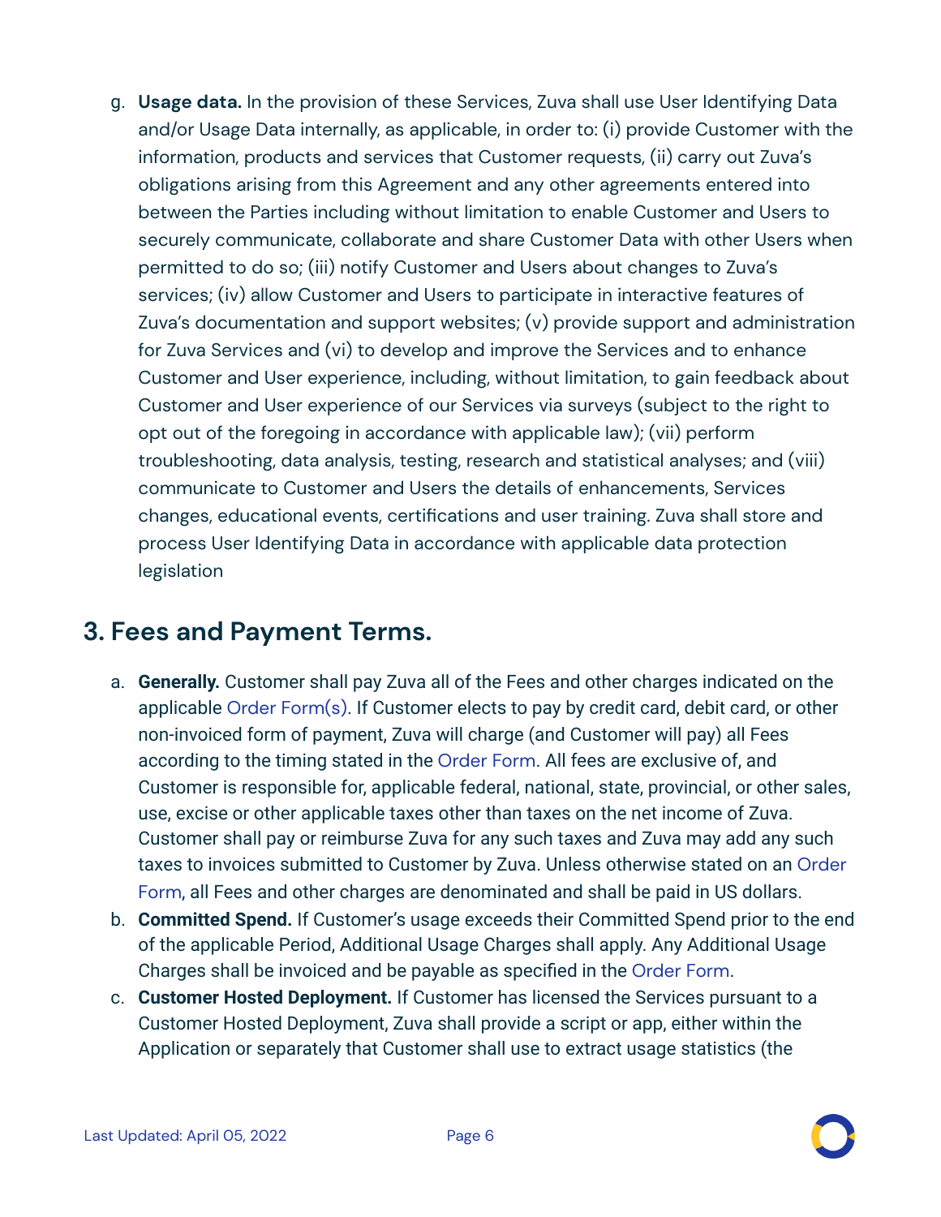g. **Usage data.** In the provision of these Services, Zuva shall use User Identifying Data and/or Usage Data internally, as applicable, in order to: (i) provide Customer with the information, products and services that Customer requests, (ii) carry out Zuva's obligations arising from this Agreement and any other agreements entered into between the Parties including without limitation to enable Customer and Users to securely communicate, collaborate and share Customer Data with other Users when permitted to do so; (iii) notify Customer and Users about changes to Zuva's services; (iv) allow Customer and Users to participate in interactive features of Zuva's documentation and support websites; (v) provide support and administration for Zuva Services and (vi) to develop and improve the Services and to enhance Customer and User experience, including, without limitation, to gain feedback about Customer and User experience of our Services via surveys (subject to the right to opt out of the foregoing in accordance with applicable law); (vii) perform troubleshooting, data analysis, testing, research and statistical analyses; and (viii) communicate to Customer and Users the details of enhancements, Services changes, educational events, certifications and user training. Zuva shall store and process User Identifying Data in accordance with applicable data protection legislation

## 3. Fees and Payment Terms.

a. **Generally.** Customer shall pay Zuva all of the Fees and other charges indicated on the applicable Order Form(s). If Customer elects to pay by credit card, debit card, or other non-invoiced form of payment, Zuva will charge (and Customer will pay) all Fees according to the timing stated in the Order Form. All fees are exclusive of, and Customer is responsible for, applicable federal, national, state, provincial, or other sales, use, excise or other applicable taxes other than taxes on the net income of Zuva. Customer shall pay or reimburse Zuva for any such taxes and Zuva may add any such taxes to invoices submitted to Customer by Zuva. Unless otherwise stated on an Order Form, all Fees and other charges are denominated and shall be paid in US dollars.

b. **Committed Spend.** If Customer's usage exceeds their Committed Spend prior to the end of the applicable Period, Additional Usage Charges shall apply. Any Additional Usage Charges shall be invoiced and be payable as specified in the Order Form.

c. **Customer Hosted Deployment.** If Customer has licensed the Services pursuant to a Customer Hosted Deployment, Zuva shall provide a script or app, either within the Application or separately that Customer shall use to extract usage statistics (the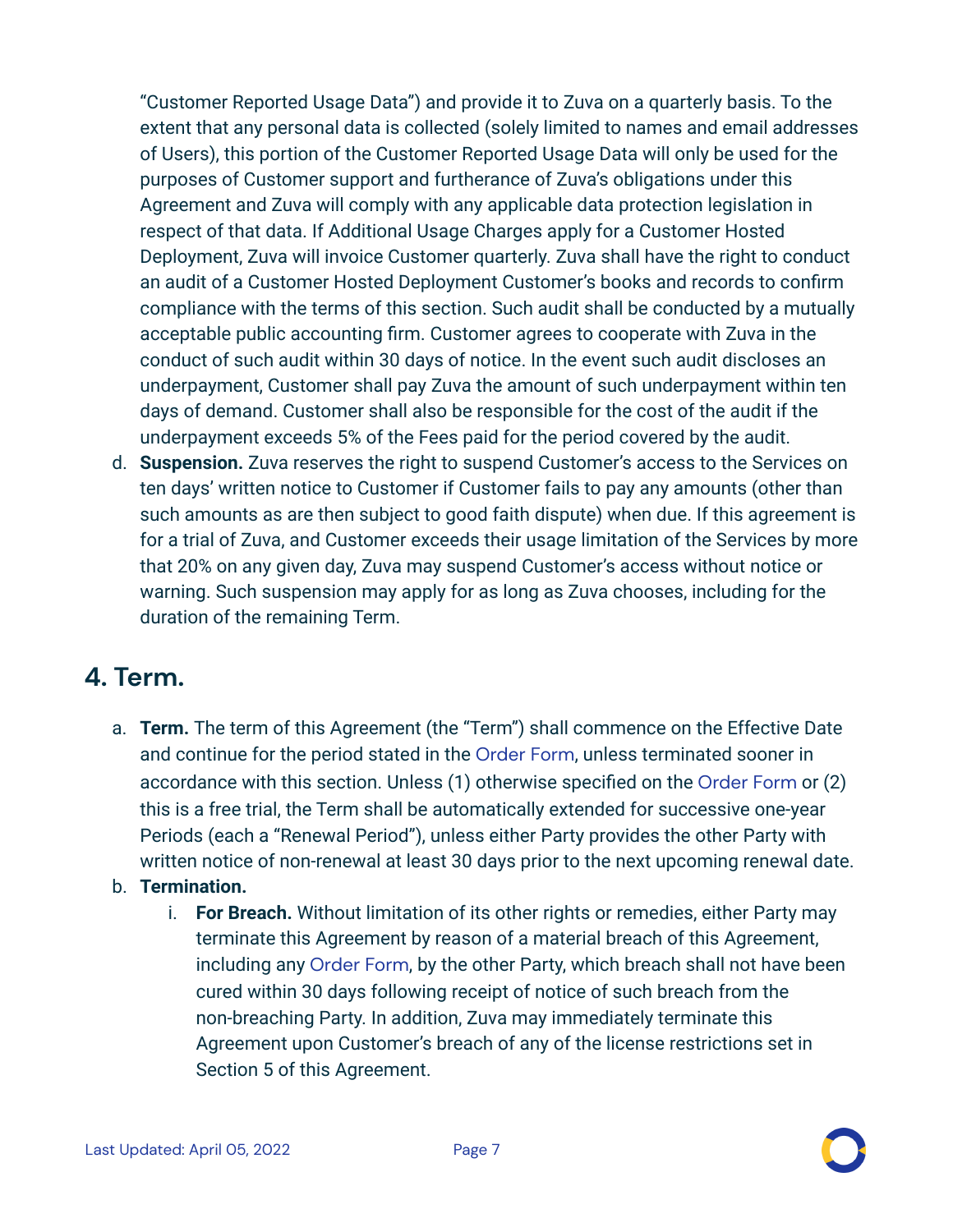“Customer Reported Usage Data”) and provide it to Zuva on a quarterly basis. To the extent that any personal data is collected (solely limited to names and email addresses of Users), this portion of the Customer Reported Usage Data will only be used for the purposes of Customer support and furtherance of Zuva’s obligations under this Agreement and Zuva will comply with any applicable data protection legislation in respect of that data. If Additional Usage Charges apply for a Customer Hosted Deployment, Zuva will invoice Customer quarterly. Zuva shall have the right to conduct an audit of a Customer Hosted Deployment Customer’s books and records to confirm compliance with the terms of this section. Such audit shall be conducted by a mutually acceptable public accounting firm. Customer agrees to cooperate with Zuva in the conduct of such audit within 30 days of notice. In the event such audit discloses an underpayment, Customer shall pay Zuva the amount of such underpayment within ten days of demand. Customer shall also be responsible for the cost of the audit if the underpayment exceeds 5% of the Fees paid for the period covered by the audit.

d. **Suspension.** Zuva reserves the right to suspend Customer’s access to the Services on ten days’ written notice to Customer if Customer fails to pay any amounts (other than such amounts as are then subject to good faith dispute) when due. If this agreement is for a trial of Zuva, and Customer exceeds their usage limitation of the Services by more that 20% on any given day, Zuva may suspend Customer’s access without notice or warning. Such suspension may apply for as long as Zuva chooses, including for the duration of the remaining Term.

## 4. Term.

a. **Term.** The term of this Agreement (the “Term”) shall commence on the Effective Date and continue for the period stated in the Order Form, unless terminated sooner in accordance with this section. Unless (1) otherwise specified on the Order Form or (2) this is a free trial, the Term shall be automatically extended for successive one-year Periods (each a “Renewal Period”), unless either Party provides the other Party with written notice of non-renewal at least 30 days prior to the next upcoming renewal date.

b. **Termination.**

   i. **For Breach.** Without limitation of its other rights or remedies, either Party may terminate this Agreement by reason of a material breach of this Agreement, including any Order Form, by the other Party, which breach shall not have been cured within 30 days following receipt of notice of such breach from the non-breaching Party. In addition, Zuva may immediately terminate this Agreement upon Customer’s breach of any of the license restrictions set in Section 5 of this Agreement.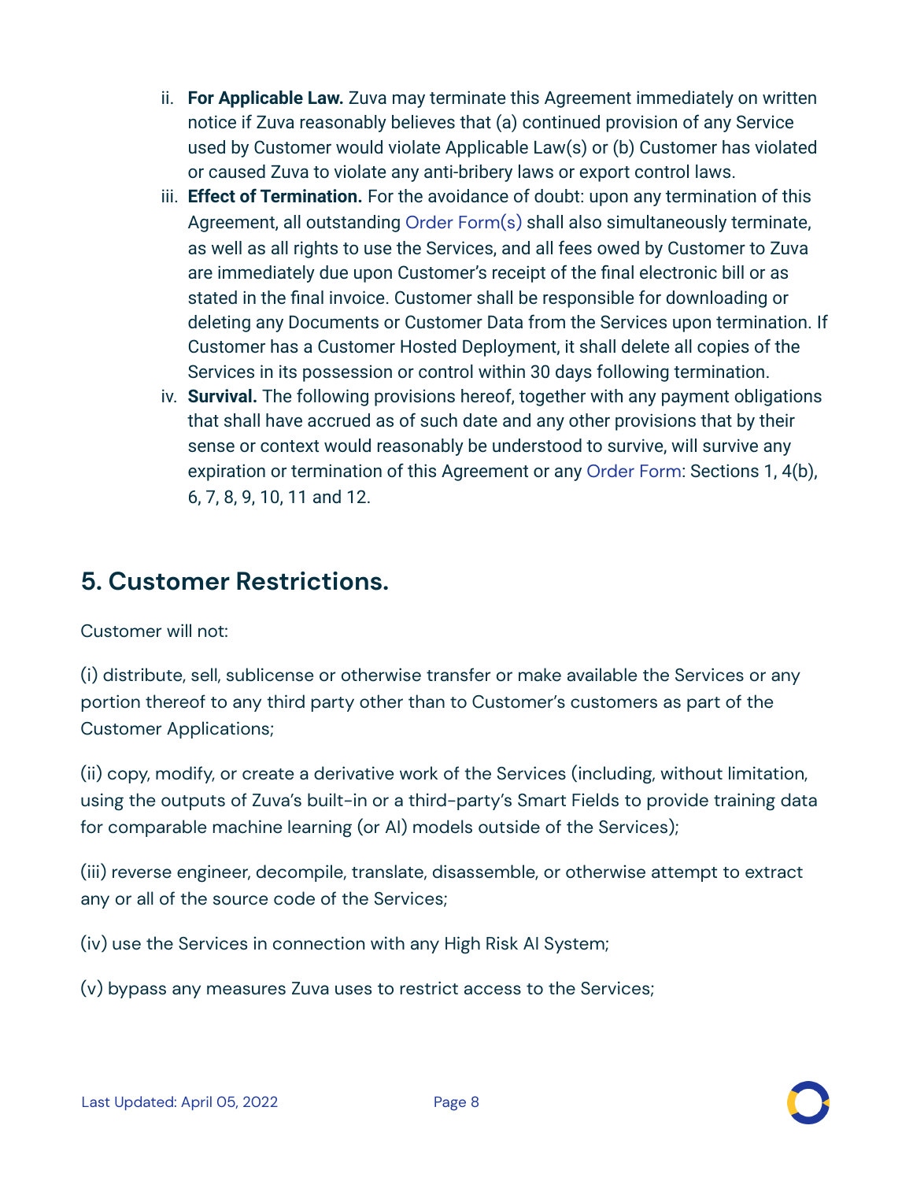ii. **For Applicable Law.** Zuva may terminate this Agreement immediately on written notice if Zuva reasonably believes that (a) continued provision of any Service used by Customer would violate Applicable Law(s) or (b) Customer has violated or caused Zuva to violate any anti-bribery laws or export control laws.

iii. **Effect of Termination.** For the avoidance of doubt: upon any termination of this Agreement, all outstanding Order Form(s) shall also simultaneously terminate, as well as all rights to use the Services, and all fees owed by Customer to Zuva are immediately due upon Customer's receipt of the final electronic bill or as stated in the final invoice. Customer shall be responsible for downloading or deleting any Documents or Customer Data from the Services upon termination. If Customer has a Customer Hosted Deployment, it shall delete all copies of the Services in its possession or control within 30 days following termination.

iv. **Survival.** The following provisions hereof, together with any payment obligations that shall have accrued as of such date and any other provisions that by their sense or context would reasonably be understood to survive, will survive any expiration or termination of this Agreement or any Order Form: Sections 1, 4(b), 6, 7, 8, 9, 10, 11 and 12.

## 5. Customer Restrictions.

Customer will not:

(i) distribute, sell, sublicense or otherwise transfer or make available the Services or any portion thereof to any third party other than to Customer's customers as part of the Customer Applications;

(ii) copy, modify, or create a derivative work of the Services (including, without limitation, using the outputs of Zuva's built-in or a third-party's Smart Fields to provide training data for comparable machine learning (or AI) models outside of the Services);

(iii) reverse engineer, decompile, translate, disassemble, or otherwise attempt to extract any or all of the source code of the Services;

(iv) use the Services in connection with any High Risk AI System;

(v) bypass any measures Zuva uses to restrict access to the Services;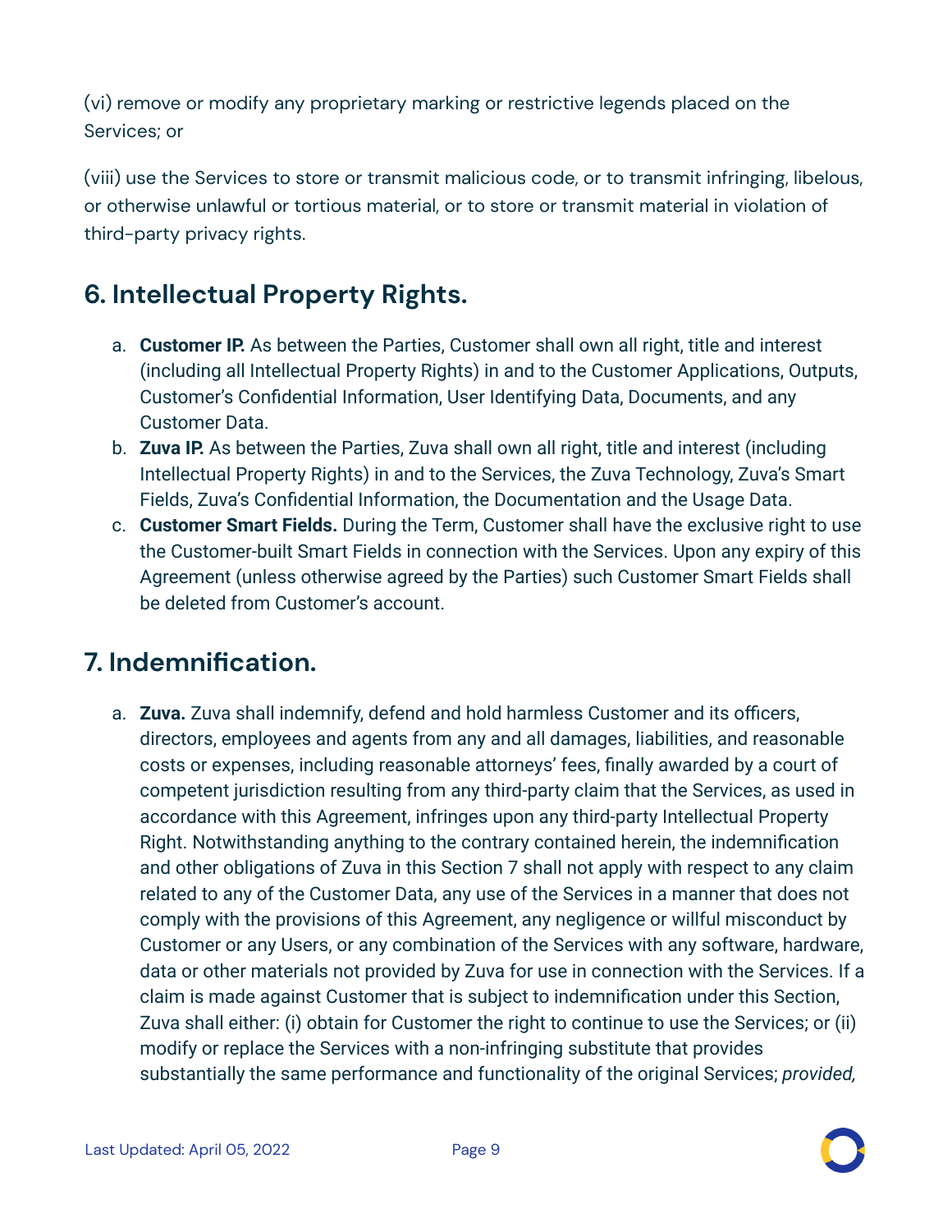(vi) remove or modify any proprietary marking or restrictive legends placed on the Services; or

(viii) use the Services to store or transmit malicious code, or to transmit infringing, libelous, or otherwise unlawful or tortious material, or to store or transmit material in violation of third-party privacy rights.

## 6. Intellectual Property Rights.

a. **Customer IP.** As between the Parties, Customer shall own all right, title and interest (including all Intellectual Property Rights) in and to the Customer Applications, Outputs, Customer's Confidential Information, User Identifying Data, Documents, and any Customer Data.

b. **Zuva IP.** As between the Parties, Zuva shall own all right, title and interest (including Intellectual Property Rights) in and to the Services, the Zuva Technology, Zuva's Smart Fields, Zuva's Confidential Information, the Documentation and the Usage Data.

c. **Customer Smart Fields.** During the Term, Customer shall have the exclusive right to use the Customer-built Smart Fields in connection with the Services. Upon any expiry of this Agreement (unless otherwise agreed by the Parties) such Customer Smart Fields shall be deleted from Customer's account.

## 7. Indemnification.

a. **Zuva.** Zuva shall indemnify, defend and hold harmless Customer and its officers, directors, employees and agents from any and all damages, liabilities, and reasonable costs or expenses, including reasonable attorneys' fees, finally awarded by a court of competent jurisdiction resulting from any third-party claim that the Services, as used in accordance with this Agreement, infringes upon any third-party Intellectual Property Right. Notwithstanding anything to the contrary contained herein, the indemnification and other obligations of Zuva in this Section 7 shall not apply with respect to any claim related to any of the Customer Data, any use of the Services in a manner that does not comply with the provisions of this Agreement, any negligence or willful misconduct by Customer or any Users, or any combination of the Services with any software, hardware, data or other materials not provided by Zuva for use in connection with the Services. If a claim is made against Customer that is subject to indemnification under this Section, Zuva shall either: (i) obtain for Customer the right to continue to use the Services; or (ii) modify or replace the Services with a non-infringing substitute that provides substantially the same performance and functionality of the original Services; *provided,*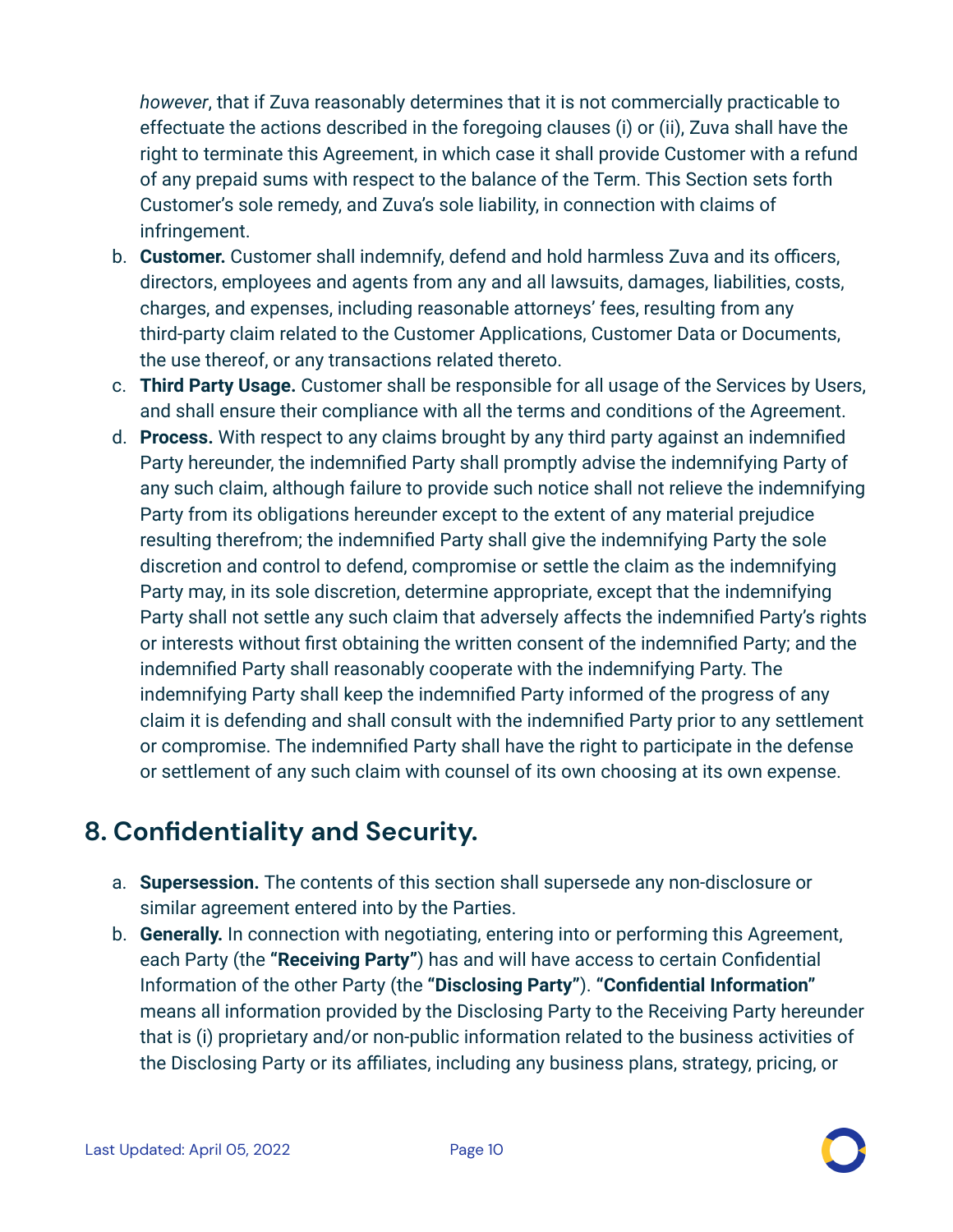*however*, that if Zuva reasonably determines that it is not commercially practicable to effectuate the actions described in the foregoing clauses (i) or (ii), Zuva shall have the right to terminate this Agreement, in which case it shall provide Customer with a refund of any prepaid sums with respect to the balance of the Term. This Section sets forth Customer's sole remedy, and Zuva's sole liability, in connection with claims of infringement.

b. **Customer.** Customer shall indemnify, defend and hold harmless Zuva and its officers, directors, employees and agents from any and all lawsuits, damages, liabilities, costs, charges, and expenses, including reasonable attorneys' fees, resulting from any third-party claim related to the Customer Applications, Customer Data or Documents, the use thereof, or any transactions related thereto.

c. **Third Party Usage.** Customer shall be responsible for all usage of the Services by Users, and shall ensure their compliance with all the terms and conditions of the Agreement.

d. **Process.** With respect to any claims brought by any third party against an indemnified Party hereunder, the indemnified Party shall promptly advise the indemnifying Party of any such claim, although failure to provide such notice shall not relieve the indemnifying Party from its obligations hereunder except to the extent of any material prejudice resulting therefrom; the indemnified Party shall give the indemnifying Party the sole discretion and control to defend, compromise or settle the claim as the indemnifying Party may, in its sole discretion, determine appropriate, except that the indemnifying Party shall not settle any such claim that adversely affects the indemnified Party's rights or interests without first obtaining the written consent of the indemnified Party; and the indemnified Party shall reasonably cooperate with the indemnifying Party. The indemnifying Party shall keep the indemnified Party informed of the progress of any claim it is defending and shall consult with the indemnified Party prior to any settlement or compromise. The indemnified Party shall have the right to participate in the defense or settlement of any such claim with counsel of its own choosing at its own expense.

## 8. Confidentiality and Security.

a. **Supersession.** The contents of this section shall supersede any non-disclosure or similar agreement entered into by the Parties.

b. **Generally.** In connection with negotiating, entering into or performing this Agreement, each Party (the **"Receiving Party"**) has and will have access to certain Confidential Information of the other Party (the **"Disclosing Party"**). **"Confidential Information"** means all information provided by the Disclosing Party to the Receiving Party hereunder that is (i) proprietary and/or non-public information related to the business activities of the Disclosing Party or its affiliates, including any business plans, strategy, pricing, or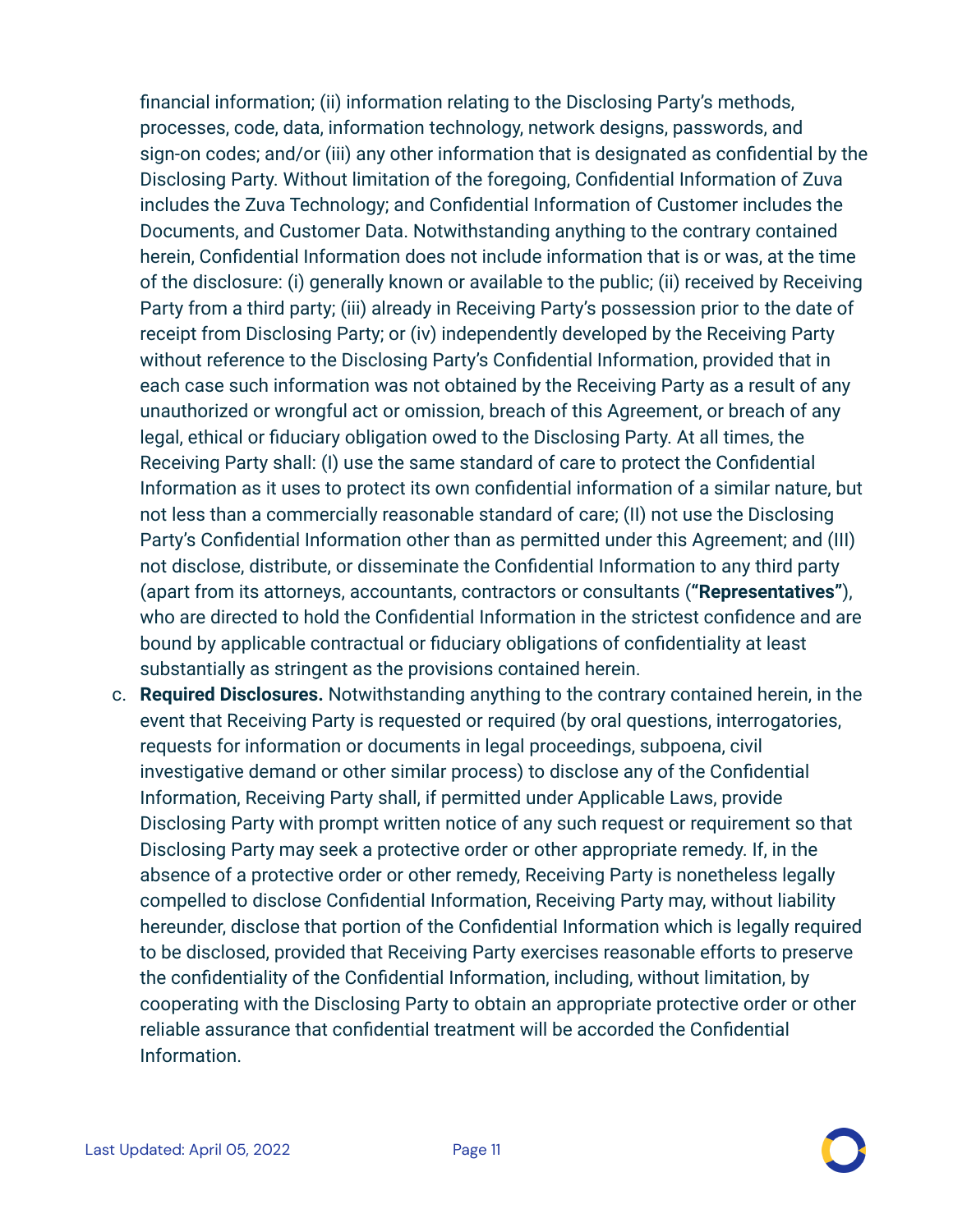financial information; (ii) information relating to the Disclosing Party's methods, processes, code, data, information technology, network designs, passwords, and sign-on codes; and/or (iii) any other information that is designated as confidential by the Disclosing Party. Without limitation of the foregoing, Confidential Information of Zuva includes the Zuva Technology; and Confidential Information of Customer includes the Documents, and Customer Data. Notwithstanding anything to the contrary contained herein, Confidential Information does not include information that is or was, at the time of the disclosure: (i) generally known or available to the public; (ii) received by Receiving Party from a third party; (iii) already in Receiving Party's possession prior to the date of receipt from Disclosing Party; or (iv) independently developed by the Receiving Party without reference to the Disclosing Party's Confidential Information, provided that in each case such information was not obtained by the Receiving Party as a result of any unauthorized or wrongful act or omission, breach of this Agreement, or breach of any legal, ethical or fiduciary obligation owed to the Disclosing Party. At all times, the Receiving Party shall: (I) use the same standard of care to protect the Confidential Information as it uses to protect its own confidential information of a similar nature, but not less than a commercially reasonable standard of care; (II) not use the Disclosing Party's Confidential Information other than as permitted under this Agreement; and (III) not disclose, distribute, or disseminate the Confidential Information to any third party (apart from its attorneys, accountants, contractors or consultants (**"Representatives"**), who are directed to hold the Confidential Information in the strictest confidence and are bound by applicable contractual or fiduciary obligations of confidentiality at least substantially as stringent as the provisions contained herein.

c. **Required Disclosures.** Notwithstanding anything to the contrary contained herein, in the event that Receiving Party is requested or required (by oral questions, interrogatories, requests for information or documents in legal proceedings, subpoena, civil investigative demand or other similar process) to disclose any of the Confidential Information, Receiving Party shall, if permitted under Applicable Laws, provide Disclosing Party with prompt written notice of any such request or requirement so that Disclosing Party may seek a protective order or other appropriate remedy. If, in the absence of a protective order or other remedy, Receiving Party is nonetheless legally compelled to disclose Confidential Information, Receiving Party may, without liability hereunder, disclose that portion of the Confidential Information which is legally required to be disclosed, provided that Receiving Party exercises reasonable efforts to preserve the confidentiality of the Confidential Information, including, without limitation, by cooperating with the Disclosing Party to obtain an appropriate protective order or other reliable assurance that confidential treatment will be accorded the Confidential Information.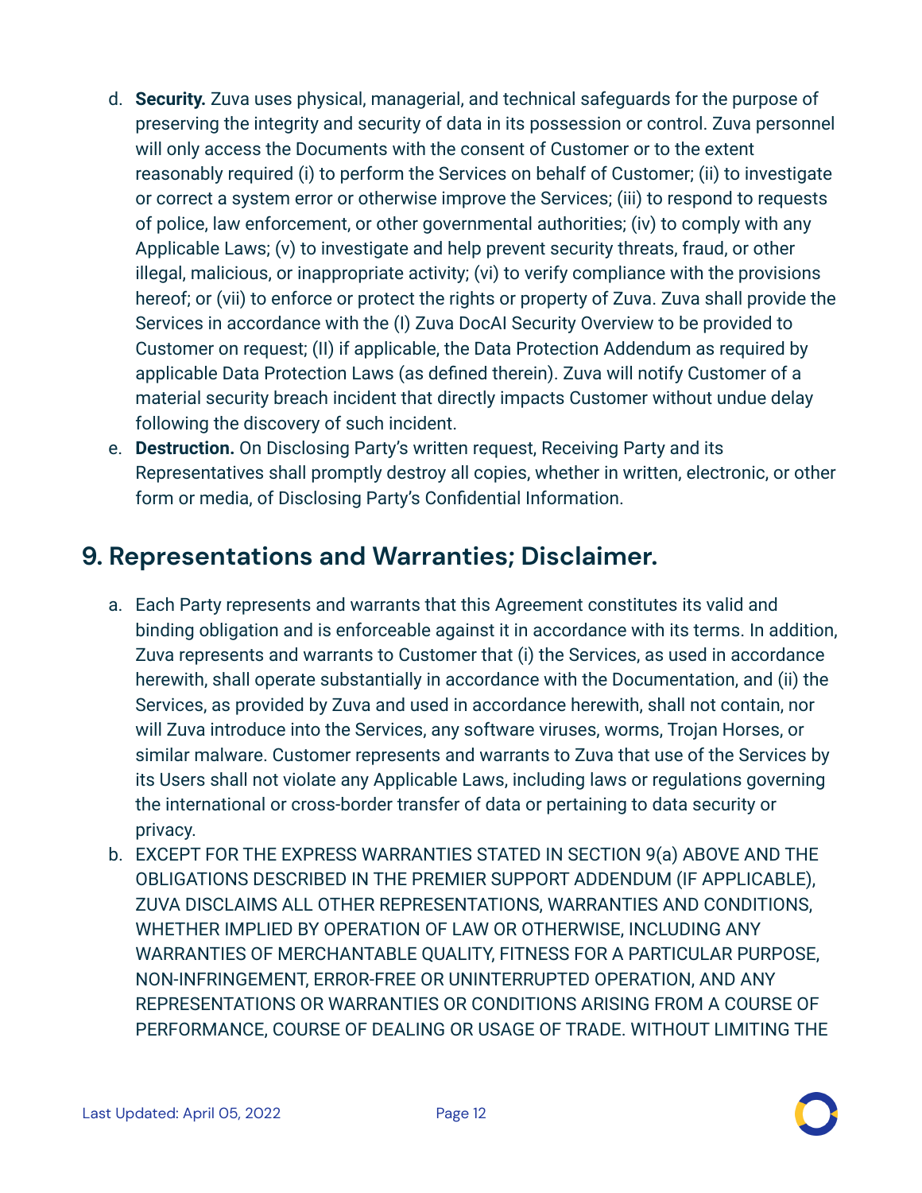d. **Security.** Zuva uses physical, managerial, and technical safeguards for the purpose of preserving the integrity and security of data in its possession or control. Zuva personnel will only access the Documents with the consent of Customer or to the extent reasonably required (i) to perform the Services on behalf of Customer; (ii) to investigate or correct a system error or otherwise improve the Services; (iii) to respond to requests of police, law enforcement, or other governmental authorities; (iv) to comply with any Applicable Laws; (v) to investigate and help prevent security threats, fraud, or other illegal, malicious, or inappropriate activity; (vi) to verify compliance with the provisions hereof; or (vii) to enforce or protect the rights or property of Zuva. Zuva shall provide the Services in accordance with the (I) Zuva DocAI Security Overview to be provided to Customer on request; (II) if applicable, the Data Protection Addendum as required by applicable Data Protection Laws (as defined therein). Zuva will notify Customer of a material security breach incident that directly impacts Customer without undue delay following the discovery of such incident.

e. **Destruction.** On Disclosing Party's written request, Receiving Party and its Representatives shall promptly destroy all copies, whether in written, electronic, or other form or media, of Disclosing Party's Confidential Information.

## 9. Representations and Warranties; Disclaimer.

a. Each Party represents and warrants that this Agreement constitutes its valid and binding obligation and is enforceable against it in accordance with its terms. In addition, Zuva represents and warrants to Customer that (i) the Services, as used in accordance herewith, shall operate substantially in accordance with the Documentation, and (ii) the Services, as provided by Zuva and used in accordance herewith, shall not contain, nor will Zuva introduce into the Services, any software viruses, worms, Trojan Horses, or similar malware. Customer represents and warrants to Zuva that use of the Services by its Users shall not violate any Applicable Laws, including laws or regulations governing the international or cross-border transfer of data or pertaining to data security or privacy.

b. EXCEPT FOR THE EXPRESS WARRANTIES STATED IN SECTION 9(a) ABOVE AND THE OBLIGATIONS DESCRIBED IN THE PREMIER SUPPORT ADDENDUM (IF APPLICABLE), ZUVA DISCLAIMS ALL OTHER REPRESENTATIONS, WARRANTIES AND CONDITIONS, WHETHER IMPLIED BY OPERATION OF LAW OR OTHERWISE, INCLUDING ANY WARRANTIES OF MERCHANTABLE QUALITY, FITNESS FOR A PARTICULAR PURPOSE, NON-INFRINGEMENT, ERROR-FREE OR UNINTERRUPTED OPERATION, AND ANY REPRESENTATIONS OR WARRANTIES OR CONDITIONS ARISING FROM A COURSE OF PERFORMANCE, COURSE OF DEALING OR USAGE OF TRADE. WITHOUT LIMITING THE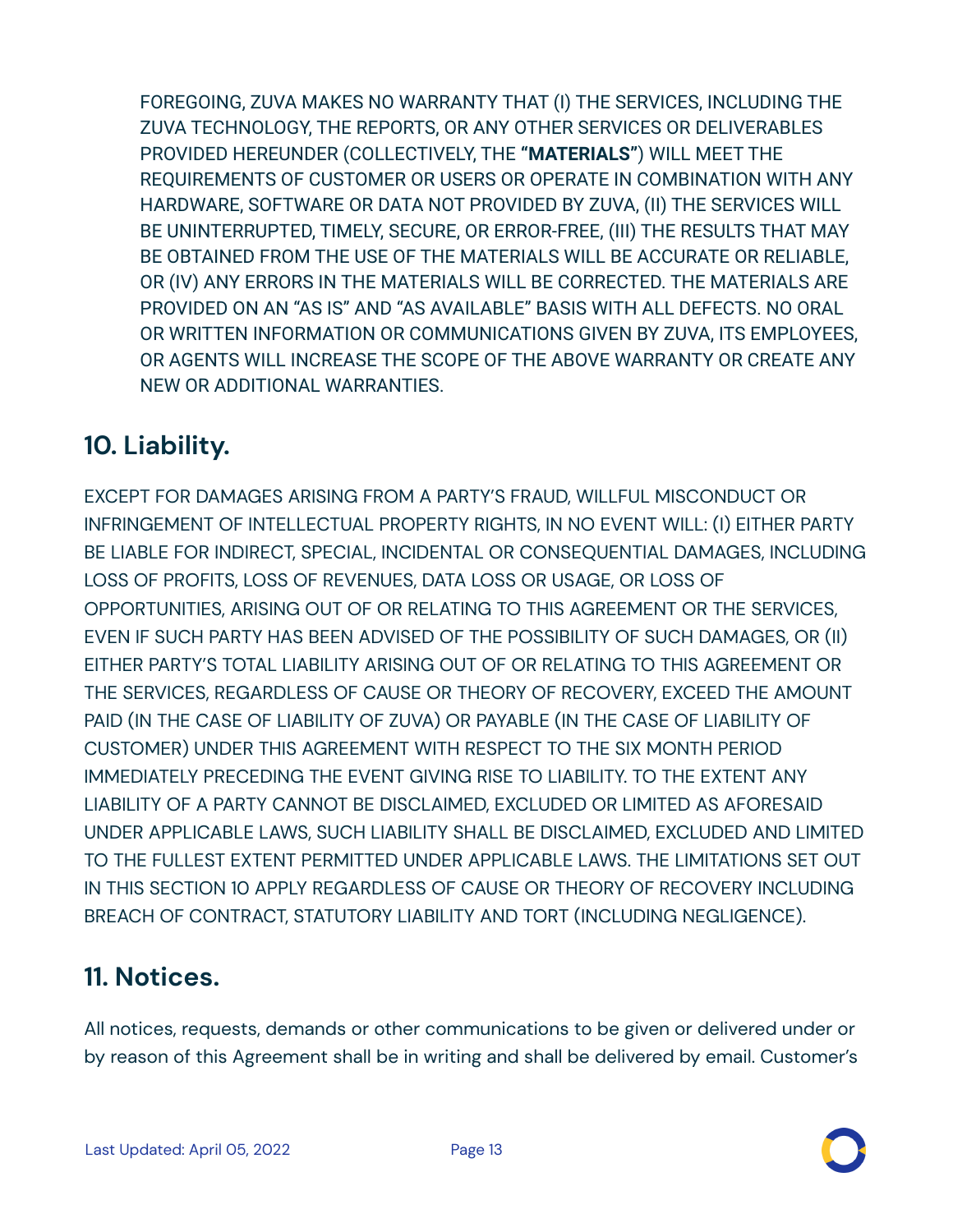FOREGOING, ZUVA MAKES NO WARRANTY THAT (I) THE SERVICES, INCLUDING THE ZUVA TECHNOLOGY, THE REPORTS, OR ANY OTHER SERVICES OR DELIVERABLES PROVIDED HEREUNDER (COLLECTIVELY, THE **"MATERIALS"**) WILL MEET THE REQUIREMENTS OF CUSTOMER OR USERS OR OPERATE IN COMBINATION WITH ANY HARDWARE, SOFTWARE OR DATA NOT PROVIDED BY ZUVA, (II) THE SERVICES WILL BE UNINTERRUPTED, TIMELY, SECURE, OR ERROR-FREE, (III) THE RESULTS THAT MAY BE OBTAINED FROM THE USE OF THE MATERIALS WILL BE ACCURATE OR RELIABLE, OR (IV) ANY ERRORS IN THE MATERIALS WILL BE CORRECTED. THE MATERIALS ARE PROVIDED ON AN "AS IS" AND "AS AVAILABLE" BASIS WITH ALL DEFECTS. NO ORAL OR WRITTEN INFORMATION OR COMMUNICATIONS GIVEN BY ZUVA, ITS EMPLOYEES, OR AGENTS WILL INCREASE THE SCOPE OF THE ABOVE WARRANTY OR CREATE ANY NEW OR ADDITIONAL WARRANTIES.

## 10. Liability.

EXCEPT FOR DAMAGES ARISING FROM A PARTY'S FRAUD, WILLFUL MISCONDUCT OR INFRINGEMENT OF INTELLECTUAL PROPERTY RIGHTS, IN NO EVENT WILL: (I) EITHER PARTY BE LIABLE FOR INDIRECT, SPECIAL, INCIDENTAL OR CONSEQUENTIAL DAMAGES, INCLUDING LOSS OF PROFITS, LOSS OF REVENUES, DATA LOSS OR USAGE, OR LOSS OF OPPORTUNITIES, ARISING OUT OF OR RELATING TO THIS AGREEMENT OR THE SERVICES, EVEN IF SUCH PARTY HAS BEEN ADVISED OF THE POSSIBILITY OF SUCH DAMAGES, OR (II) EITHER PARTY'S TOTAL LIABILITY ARISING OUT OF OR RELATING TO THIS AGREEMENT OR THE SERVICES, REGARDLESS OF CAUSE OR THEORY OF RECOVERY, EXCEED THE AMOUNT PAID (IN THE CASE OF LIABILITY OF ZUVA) OR PAYABLE (IN THE CASE OF LIABILITY OF CUSTOMER) UNDER THIS AGREEMENT WITH RESPECT TO THE SIX MONTH PERIOD IMMEDIATELY PRECEDING THE EVENT GIVING RISE TO LIABILITY. TO THE EXTENT ANY LIABILITY OF A PARTY CANNOT BE DISCLAIMED, EXCLUDED OR LIMITED AS AFORESAID UNDER APPLICABLE LAWS, SUCH LIABILITY SHALL BE DISCLAIMED, EXCLUDED AND LIMITED TO THE FULLEST EXTENT PERMITTED UNDER APPLICABLE LAWS. THE LIMITATIONS SET OUT IN THIS SECTION 10 APPLY REGARDLESS OF CAUSE OR THEORY OF RECOVERY INCLUDING BREACH OF CONTRACT, STATUTORY LIABILITY AND TORT (INCLUDING NEGLIGENCE).

## 11. Notices.

All notices, requests, demands or other communications to be given or delivered under or by reason of this Agreement shall be in writing and shall be delivered by email. Customer's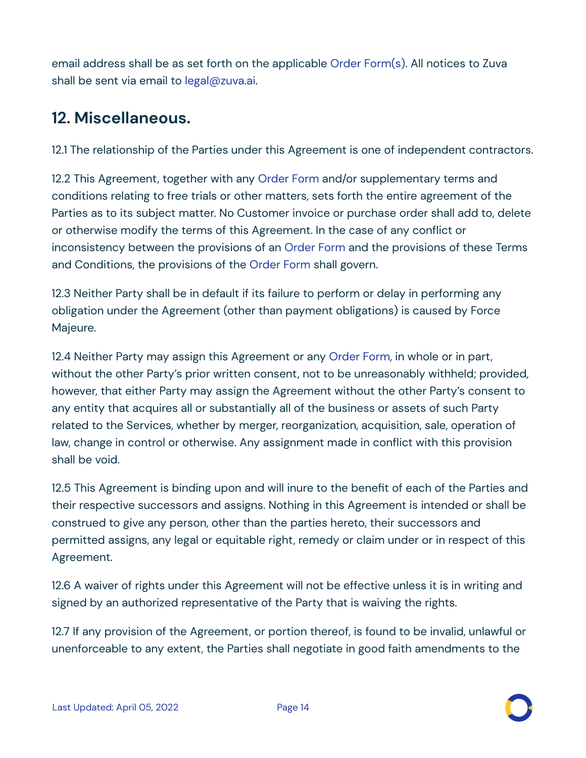email address shall be as set forth on the applicable Order Form(s). All notices to Zuva shall be sent via email to legal@zuva.ai.

## 12. Miscellaneous.

12.1 The relationship of the Parties under this Agreement is one of independent contractors.

12.2 This Agreement, together with any Order Form and/or supplementary terms and conditions relating to free trials or other matters, sets forth the entire agreement of the Parties as to its subject matter. No Customer invoice or purchase order shall add to, delete or otherwise modify the terms of this Agreement. In the case of any conflict or inconsistency between the provisions of an Order Form and the provisions of these Terms and Conditions, the provisions of the Order Form shall govern.

12.3 Neither Party shall be in default if its failure to perform or delay in performing any obligation under the Agreement (other than payment obligations) is caused by Force Majeure.

12.4 Neither Party may assign this Agreement or any Order Form, in whole or in part, without the other Party's prior written consent, not to be unreasonably withheld; provided, however, that either Party may assign the Agreement without the other Party's consent to any entity that acquires all or substantially all of the business or assets of such Party related to the Services, whether by merger, reorganization, acquisition, sale, operation of law, change in control or otherwise. Any assignment made in conflict with this provision shall be void.

12.5 This Agreement is binding upon and will inure to the benefit of each of the Parties and their respective successors and assigns. Nothing in this Agreement is intended or shall be construed to give any person, other than the parties hereto, their successors and permitted assigns, any legal or equitable right, remedy or claim under or in respect of this Agreement.

12.6 A waiver of rights under this Agreement will not be effective unless it is in writing and signed by an authorized representative of the Party that is waiving the rights.

12.7 If any provision of the Agreement, or portion thereof, is found to be invalid, unlawful or unenforceable to any extent, the Parties shall negotiate in good faith amendments to the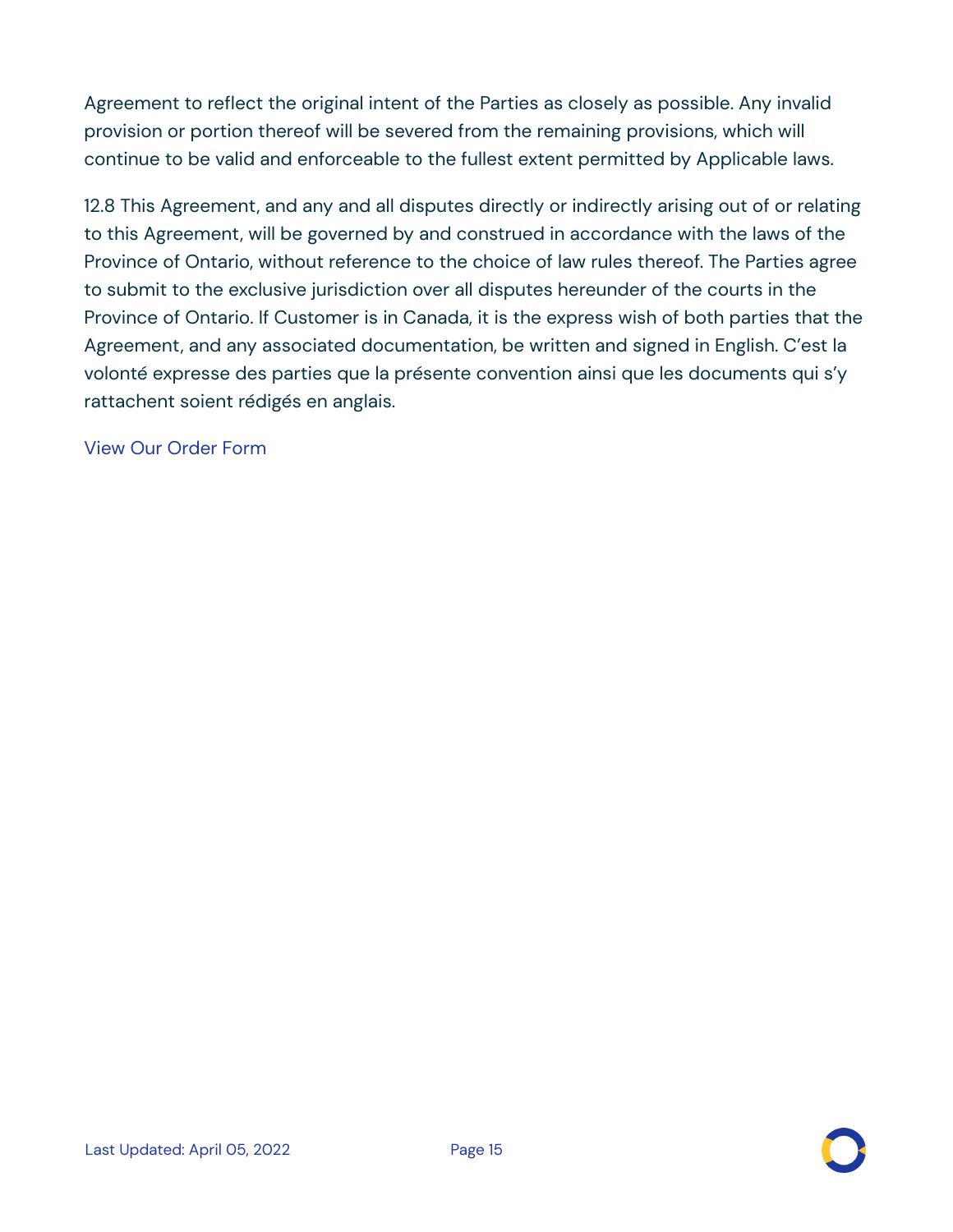Agreement to reflect the original intent of the Parties as closely as possible. Any invalid provision or portion thereof will be severed from the remaining provisions, which will continue to be valid and enforceable to the fullest extent permitted by Applicable laws.

12.8 This Agreement, and any and all disputes directly or indirectly arising out of or relating to this Agreement, will be governed by and construed in accordance with the laws of the Province of Ontario, without reference to the choice of law rules thereof. The Parties agree to submit to the exclusive jurisdiction over all disputes hereunder of the courts in the Province of Ontario. If Customer is in Canada, it is the express wish of both parties that the Agreement, and any associated documentation, be written and signed in English. C'est la volonté expresse des parties que la présente convention ainsi que les documents qui s'y rattachent soient rédigés en anglais.

View Our Order Form